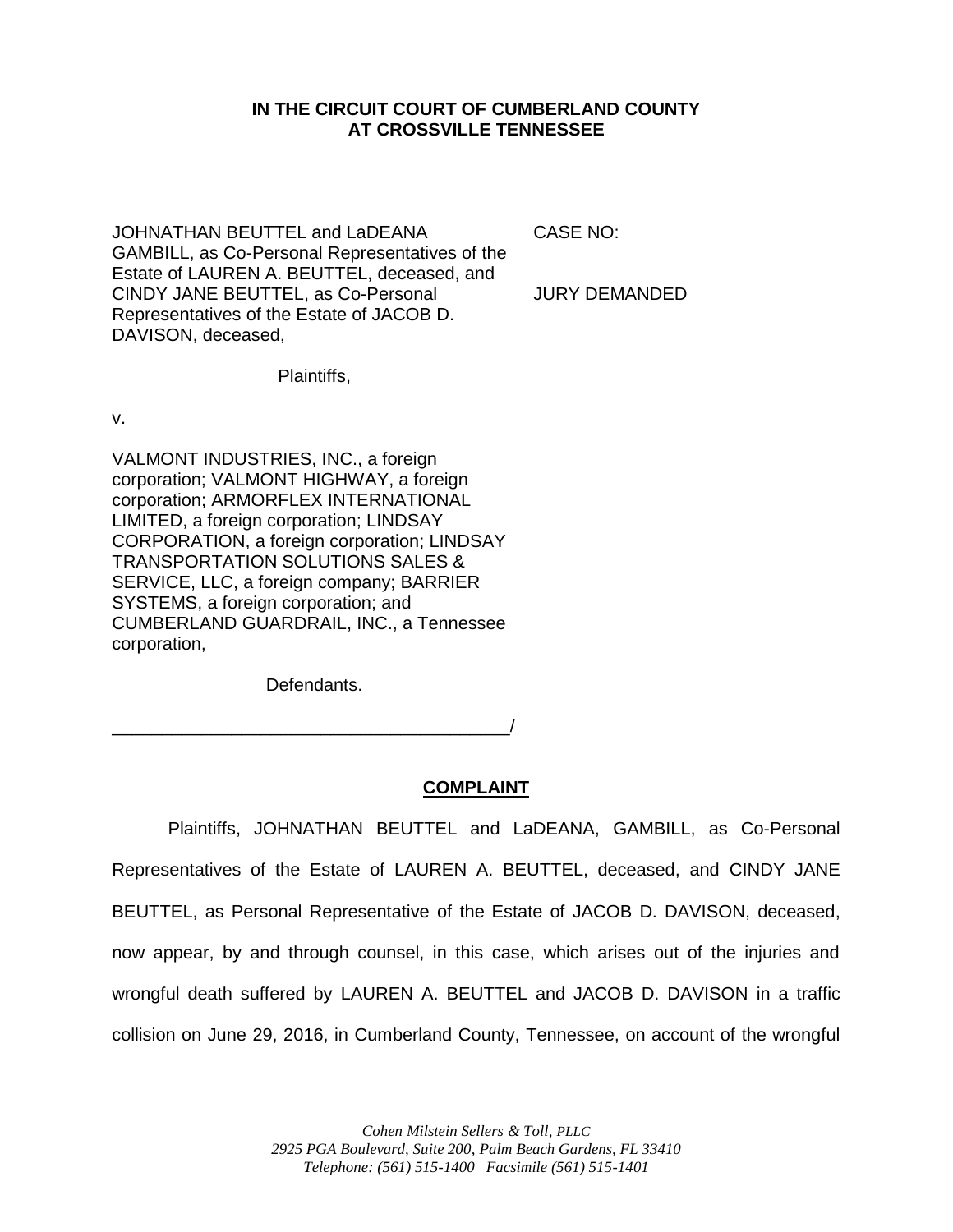**IN THE CIRCUIT COURT OF CUMBERLAND COUNTY**
**AT CROSSVILLE TENNESSEE**

JOHNATHAN BEUTTEL and LaDEANA GAMBILL, as Co-Personal Representatives of the Estate of LAUREN A. BEUTTEL, deceased, and CINDY JANE BEUTTEL, as Co-Personal Representatives of the Estate of JACOB D. DAVISON, deceased,

CASE NO:

JURY DEMANDED

Plaintiffs,

v.

VALMONT INDUSTRIES, INC., a foreign corporation; VALMONT HIGHWAY, a foreign corporation; ARMORFLEX INTERNATIONAL LIMITED, a foreign corporation; LINDSAY CORPORATION, a foreign corporation; LINDSAY TRANSPORTATION SOLUTIONS SALES & SERVICE, LLC, a foreign company; BARRIER SYSTEMS, a foreign corporation; and CUMBERLAND GUARDRAIL, INC., a Tennessee corporation,

Defendants.

________________________________________/

**COMPLAINT**

Plaintiffs, JOHNATHAN BEUTTEL and LaDEANA, GAMBILL, as Co-Personal Representatives of the Estate of LAUREN A. BEUTTEL, deceased, and CINDY JANE BEUTTEL, as Personal Representative of the Estate of JACOB D. DAVISON, deceased, now appear, by and through counsel, in this case, which arises out of the injuries and wrongful death suffered by LAUREN A. BEUTTEL and JACOB D. DAVISON in a traffic collision on June 29, 2016, in Cumberland County, Tennessee, on account of the wrongful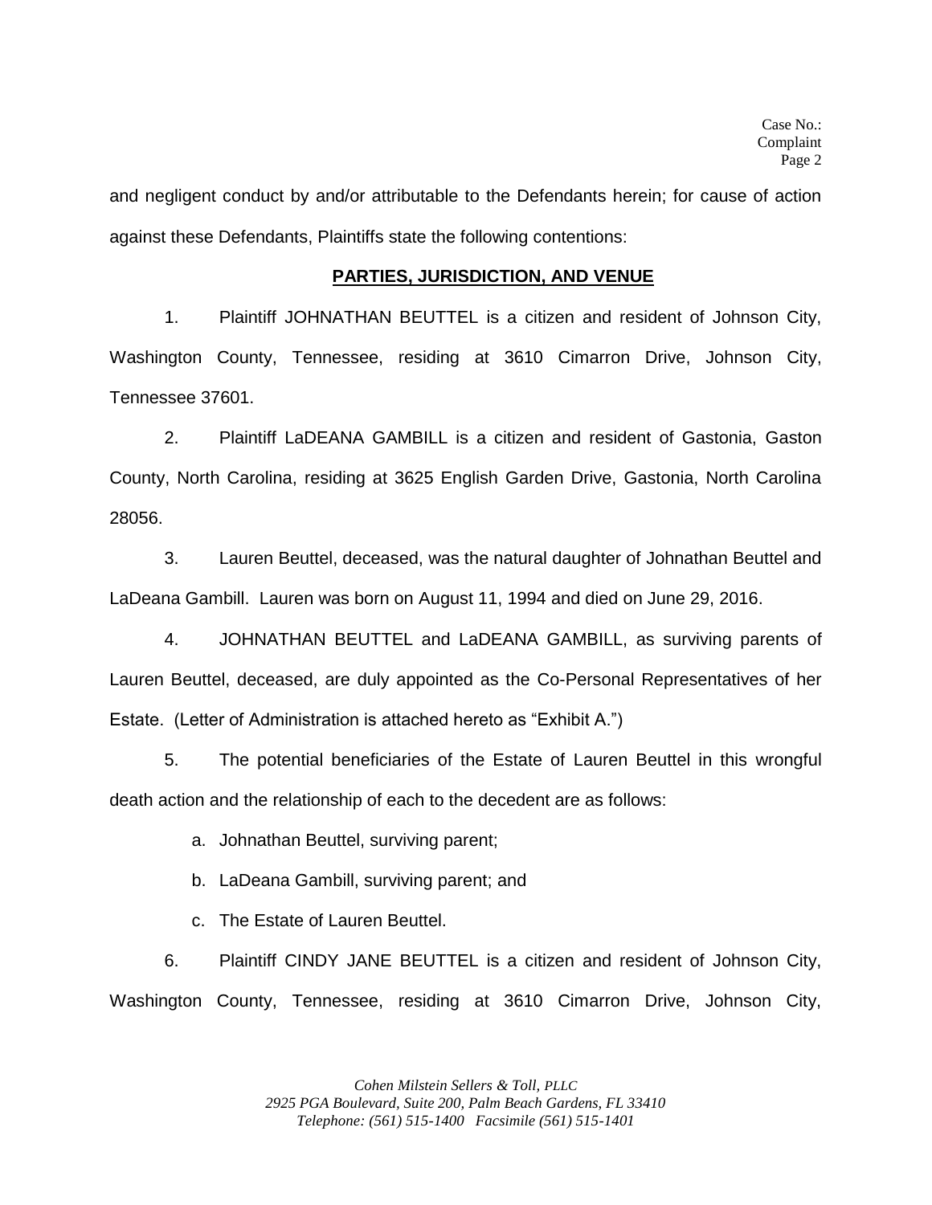and negligent conduct by and/or attributable to the Defendants herein; for cause of action against these Defendants, Plaintiffs state the following contentions:

## PARTIES, JURISDICTION, AND VENUE

1. Plaintiff JOHNATHAN BEUTTEL is a citizen and resident of Johnson City, Washington County, Tennessee, residing at 3610 Cimarron Drive, Johnson City, Tennessee 37601.

2. Plaintiff LaDEANA GAMBILL is a citizen and resident of Gastonia, Gaston County, North Carolina, residing at 3625 English Garden Drive, Gastonia, North Carolina 28056.

3. Lauren Beuttel, deceased, was the natural daughter of Johnathan Beuttel and LaDeana Gambill. Lauren was born on August 11, 1994 and died on June 29, 2016.

4. JOHNATHAN BEUTTEL and LaDEANA GAMBILL, as surviving parents of Lauren Beuttel, deceased, are duly appointed as the Co-Personal Representatives of her Estate. (Letter of Administration is attached hereto as "Exhibit A.")

5. The potential beneficiaries of the Estate of Lauren Beuttel in this wrongful death action and the relationship of each to the decedent are as follows:

   a. Johnathan Beuttel, surviving parent;

   b. LaDeana Gambill, surviving parent; and

   c. The Estate of Lauren Beuttel.

6. Plaintiff CINDY JANE BEUTTEL is a citizen and resident of Johnson City, Washington County, Tennessee, residing at 3610 Cimarron Drive, Johnson City,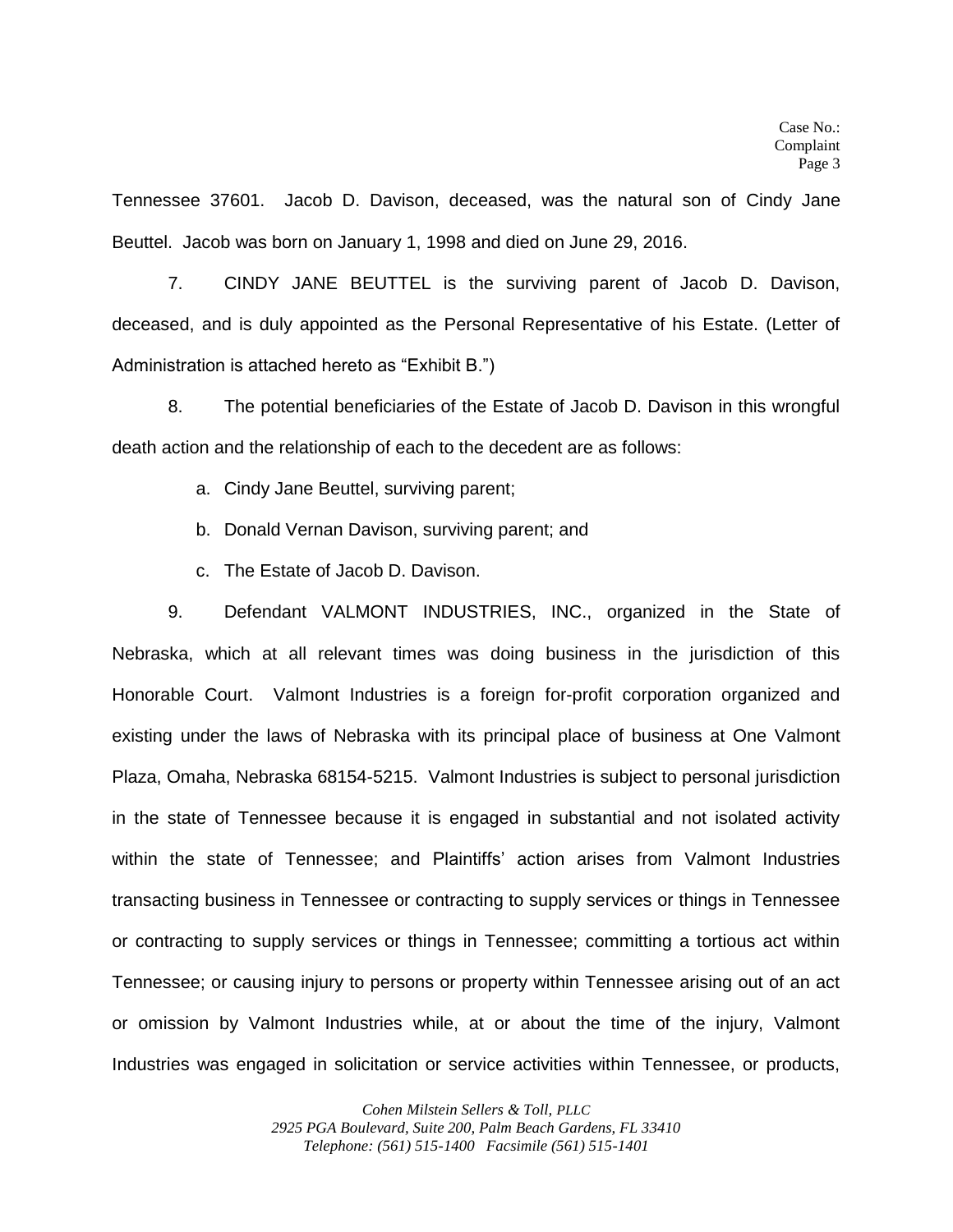Tennessee 37601. Jacob D. Davison, deceased, was the natural son of Cindy Jane Beuttel. Jacob was born on January 1, 1998 and died on June 29, 2016.

7. CINDY JANE BEUTTEL is the surviving parent of Jacob D. Davison, deceased, and is duly appointed as the Personal Representative of his Estate. (Letter of Administration is attached hereto as "Exhibit B.")

8. The potential beneficiaries of the Estate of Jacob D. Davison in this wrongful death action and the relationship of each to the decedent are as follows:

a. Cindy Jane Beuttel, surviving parent;

b. Donald Vernan Davison, surviving parent; and

c. The Estate of Jacob D. Davison.

9. Defendant VALMONT INDUSTRIES, INC., organized in the State of Nebraska, which at all relevant times was doing business in the jurisdiction of this Honorable Court. Valmont Industries is a foreign for-profit corporation organized and existing under the laws of Nebraska with its principal place of business at One Valmont Plaza, Omaha, Nebraska 68154-5215. Valmont Industries is subject to personal jurisdiction in the state of Tennessee because it is engaged in substantial and not isolated activity within the state of Tennessee; and Plaintiffs' action arises from Valmont Industries transacting business in Tennessee or contracting to supply services or things in Tennessee or contracting to supply services or things in Tennessee; committing a tortious act within Tennessee; or causing injury to persons or property within Tennessee arising out of an act or omission by Valmont Industries while, at or about the time of the injury, Valmont Industries was engaged in solicitation or service activities within Tennessee, or products,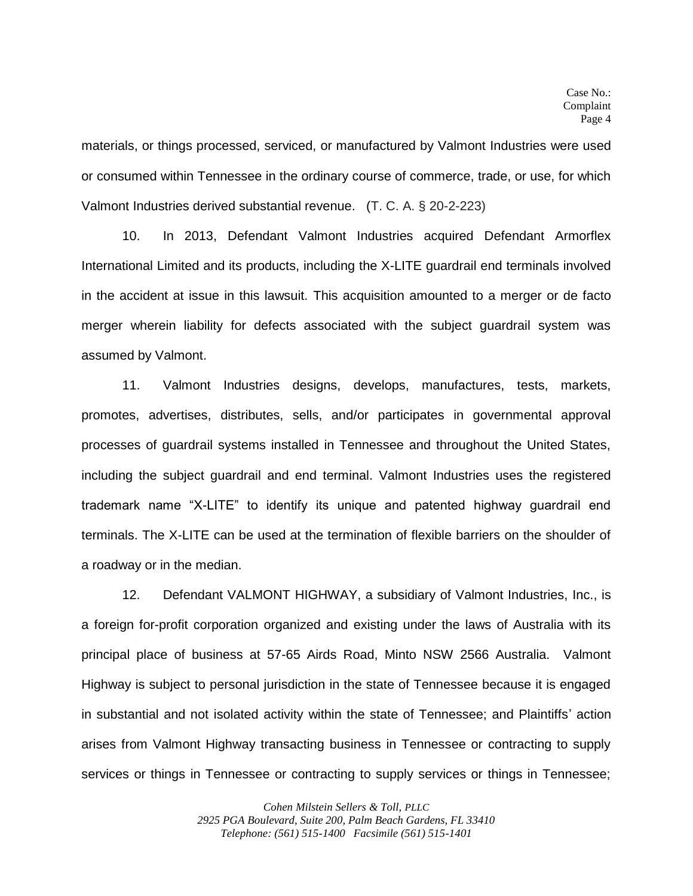materials, or things processed, serviced, or manufactured by Valmont Industries were used or consumed within Tennessee in the ordinary course of commerce, trade, or use, for which Valmont Industries derived substantial revenue. (T. C. A. § 20-2-223)

10. In 2013, Defendant Valmont Industries acquired Defendant Armorflex International Limited and its products, including the X-LITE guardrail end terminals involved in the accident at issue in this lawsuit. This acquisition amounted to a merger or de facto merger wherein liability for defects associated with the subject guardrail system was assumed by Valmont.

11. Valmont Industries designs, develops, manufactures, tests, markets, promotes, advertises, distributes, sells, and/or participates in governmental approval processes of guardrail systems installed in Tennessee and throughout the United States, including the subject guardrail and end terminal. Valmont Industries uses the registered trademark name "X-LITE" to identify its unique and patented highway guardrail end terminals. The X-LITE can be used at the termination of flexible barriers on the shoulder of a roadway or in the median.

12. Defendant VALMONT HIGHWAY, a subsidiary of Valmont Industries, Inc., is a foreign for-profit corporation organized and existing under the laws of Australia with its principal place of business at 57-65 Airds Road, Minto NSW 2566 Australia. Valmont Highway is subject to personal jurisdiction in the state of Tennessee because it is engaged in substantial and not isolated activity within the state of Tennessee; and Plaintiffs' action arises from Valmont Highway transacting business in Tennessee or contracting to supply services or things in Tennessee or contracting to supply services or things in Tennessee;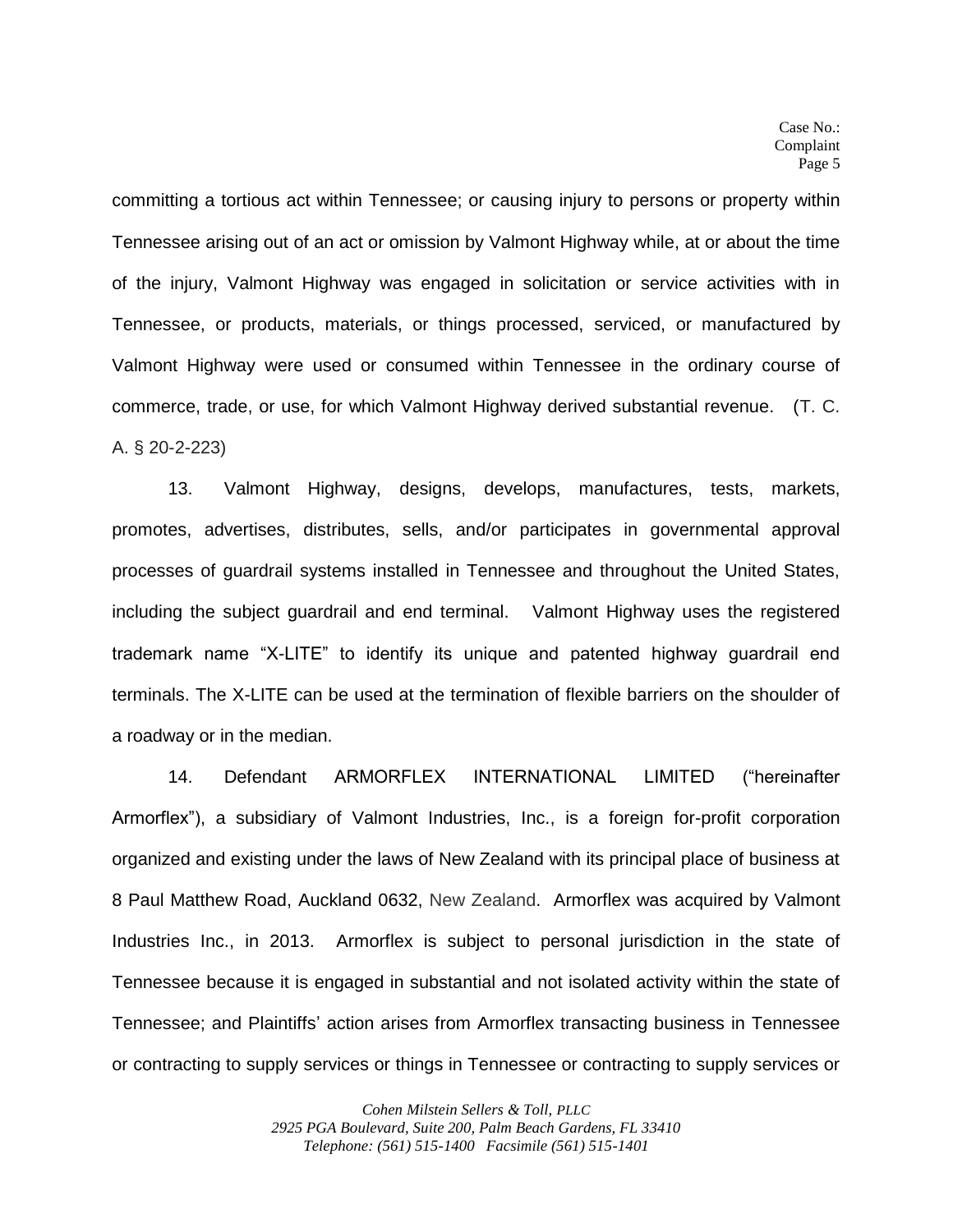committing a tortious act within Tennessee; or causing injury to persons or property within Tennessee arising out of an act or omission by Valmont Highway while, at or about the time of the injury, Valmont Highway was engaged in solicitation or service activities with in Tennessee, or products, materials, or things processed, serviced, or manufactured by Valmont Highway were used or consumed within Tennessee in the ordinary course of commerce, trade, or use, for which Valmont Highway derived substantial revenue. (T. C. A. § 20-2-223)

13. Valmont Highway, designs, develops, manufactures, tests, markets, promotes, advertises, distributes, sells, and/or participates in governmental approval processes of guardrail systems installed in Tennessee and throughout the United States, including the subject guardrail and end terminal. Valmont Highway uses the registered trademark name "X-LITE" to identify its unique and patented highway guardrail end terminals. The X-LITE can be used at the termination of flexible barriers on the shoulder of a roadway or in the median.

14. Defendant ARMORFLEX INTERNATIONAL LIMITED ("hereinafter Armorflex"), a subsidiary of Valmont Industries, Inc., is a foreign for-profit corporation organized and existing under the laws of New Zealand with its principal place of business at 8 Paul Matthew Road, Auckland 0632, New Zealand. Armorflex was acquired by Valmont Industries Inc., in 2013. Armorflex is subject to personal jurisdiction in the state of Tennessee because it is engaged in substantial and not isolated activity within the state of Tennessee; and Plaintiffs' action arises from Armorflex transacting business in Tennessee or contracting to supply services or things in Tennessee or contracting to supply services or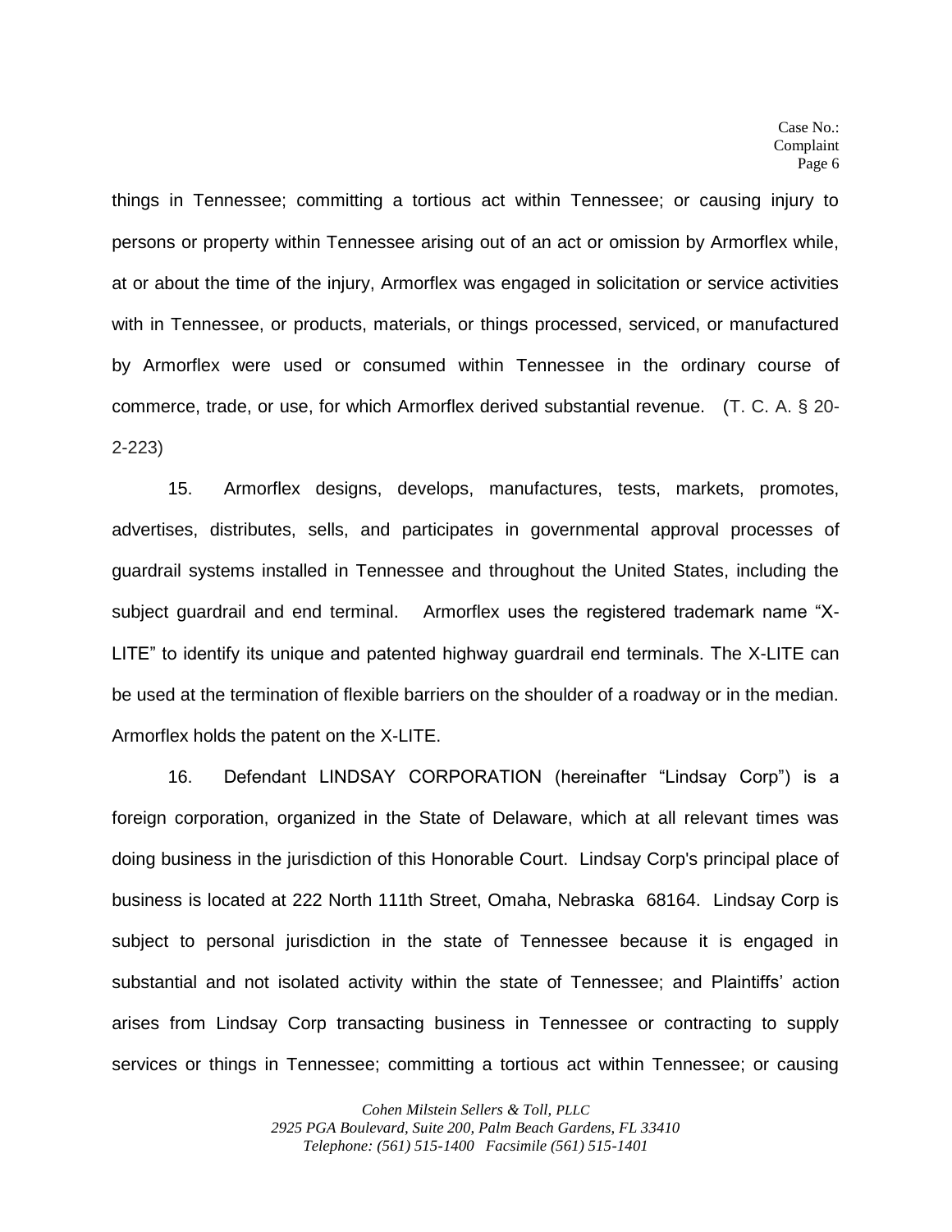things in Tennessee; committing a tortious act within Tennessee; or causing injury to persons or property within Tennessee arising out of an act or omission by Armorflex while, at or about the time of the injury, Armorflex was engaged in solicitation or service activities with in Tennessee, or products, materials, or things processed, serviced, or manufactured by Armorflex were used or consumed within Tennessee in the ordinary course of commerce, trade, or use, for which Armorflex derived substantial revenue. (T. C. A. § 20-2-223)

15. Armorflex designs, develops, manufactures, tests, markets, promotes, advertises, distributes, sells, and participates in governmental approval processes of guardrail systems installed in Tennessee and throughout the United States, including the subject guardrail and end terminal. Armorflex uses the registered trademark name "X-LITE" to identify its unique and patented highway guardrail end terminals. The X-LITE can be used at the termination of flexible barriers on the shoulder of a roadway or in the median. Armorflex holds the patent on the X-LITE.

16. Defendant LINDSAY CORPORATION (hereinafter "Lindsay Corp") is a foreign corporation, organized in the State of Delaware, which at all relevant times was doing business in the jurisdiction of this Honorable Court. Lindsay Corp's principal place of business is located at 222 North 111th Street, Omaha, Nebraska 68164. Lindsay Corp is subject to personal jurisdiction in the state of Tennessee because it is engaged in substantial and not isolated activity within the state of Tennessee; and Plaintiffs' action arises from Lindsay Corp transacting business in Tennessee or contracting to supply services or things in Tennessee; committing a tortious act within Tennessee; or causing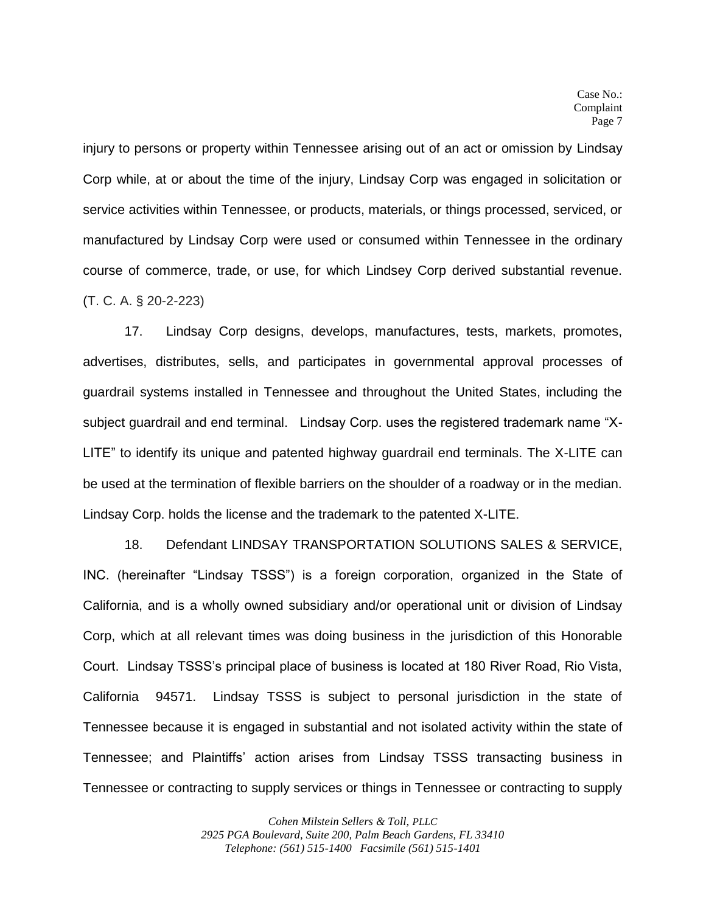injury to persons or property within Tennessee arising out of an act or omission by Lindsay Corp while, at or about the time of the injury, Lindsay Corp was engaged in solicitation or service activities within Tennessee, or products, materials, or things processed, serviced, or manufactured by Lindsay Corp were used or consumed within Tennessee in the ordinary course of commerce, trade, or use, for which Lindsey Corp derived substantial revenue. (T. C. A. § 20-2-223)

17. Lindsay Corp designs, develops, manufactures, tests, markets, promotes, advertises, distributes, sells, and participates in governmental approval processes of guardrail systems installed in Tennessee and throughout the United States, including the subject guardrail and end terminal. Lindsay Corp. uses the registered trademark name "X-LITE" to identify its unique and patented highway guardrail end terminals. The X-LITE can be used at the termination of flexible barriers on the shoulder of a roadway or in the median. Lindsay Corp. holds the license and the trademark to the patented X-LITE.

18. Defendant LINDSAY TRANSPORTATION SOLUTIONS SALES & SERVICE, INC. (hereinafter "Lindsay TSSS") is a foreign corporation, organized in the State of California, and is a wholly owned subsidiary and/or operational unit or division of Lindsay Corp, which at all relevant times was doing business in the jurisdiction of this Honorable Court. Lindsay TSSS's principal place of business is located at 180 River Road, Rio Vista, California 94571. Lindsay TSSS is subject to personal jurisdiction in the state of Tennessee because it is engaged in substantial and not isolated activity within the state of Tennessee; and Plaintiffs' action arises from Lindsay TSSS transacting business in Tennessee or contracting to supply services or things in Tennessee or contracting to supply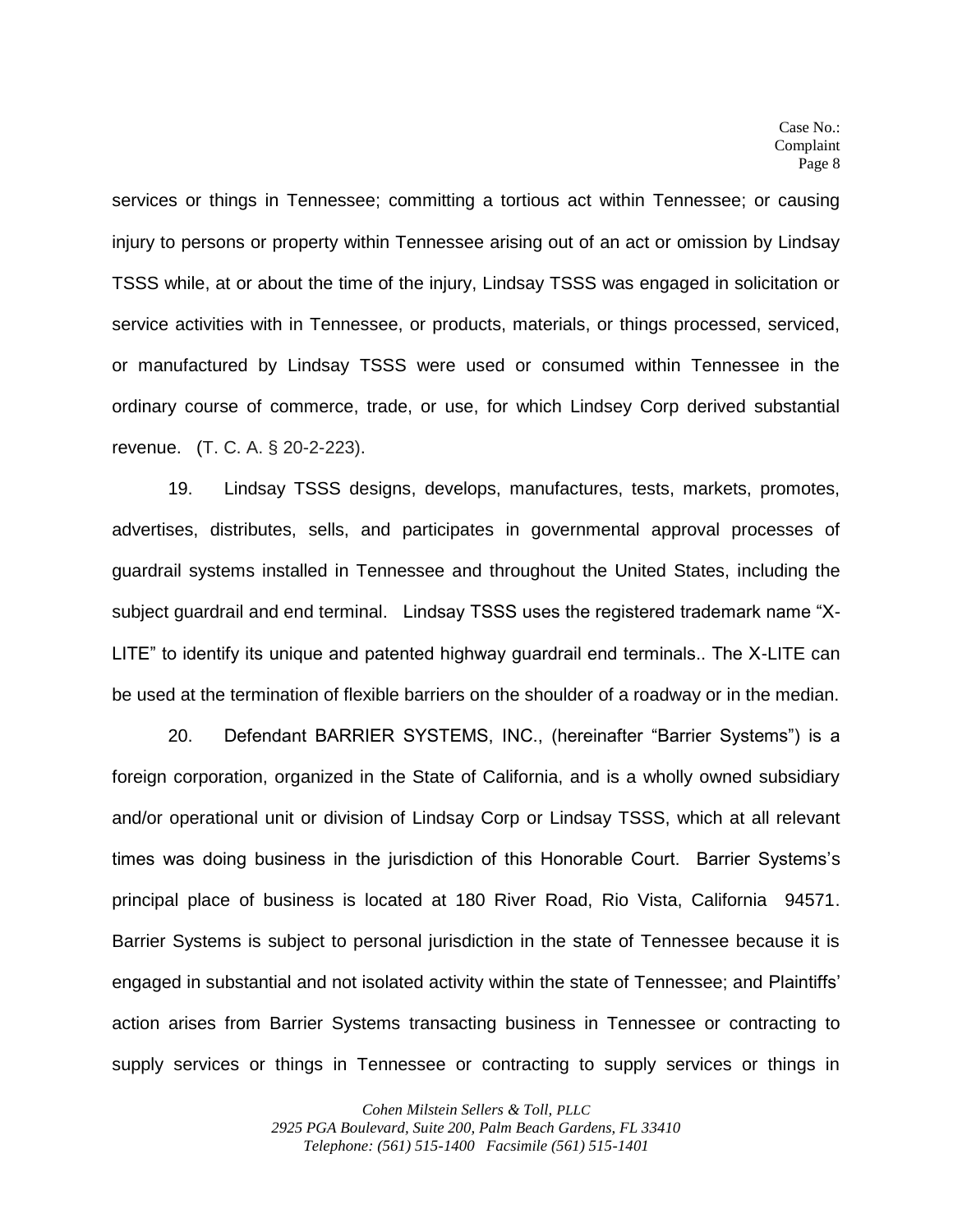services or things in Tennessee; committing a tortious act within Tennessee; or causing injury to persons or property within Tennessee arising out of an act or omission by Lindsay TSSS while, at or about the time of the injury, Lindsay TSSS was engaged in solicitation or service activities with in Tennessee, or products, materials, or things processed, serviced, or manufactured by Lindsay TSSS were used or consumed within Tennessee in the ordinary course of commerce, trade, or use, for which Lindsey Corp derived substantial revenue. (T. C. A. § 20-2-223).

19. Lindsay TSSS designs, develops, manufactures, tests, markets, promotes, advertises, distributes, sells, and participates in governmental approval processes of guardrail systems installed in Tennessee and throughout the United States, including the subject guardrail and end terminal. Lindsay TSSS uses the registered trademark name "X-LITE" to identify its unique and patented highway guardrail end terminals.. The X-LITE can be used at the termination of flexible barriers on the shoulder of a roadway or in the median.

20. Defendant BARRIER SYSTEMS, INC., (hereinafter "Barrier Systems") is a foreign corporation, organized in the State of California, and is a wholly owned subsidiary and/or operational unit or division of Lindsay Corp or Lindsay TSSS, which at all relevant times was doing business in the jurisdiction of this Honorable Court. Barrier Systems's principal place of business is located at 180 River Road, Rio Vista, California 94571. Barrier Systems is subject to personal jurisdiction in the state of Tennessee because it is engaged in substantial and not isolated activity within the state of Tennessee; and Plaintiffs' action arises from Barrier Systems transacting business in Tennessee or contracting to supply services or things in Tennessee or contracting to supply services or things in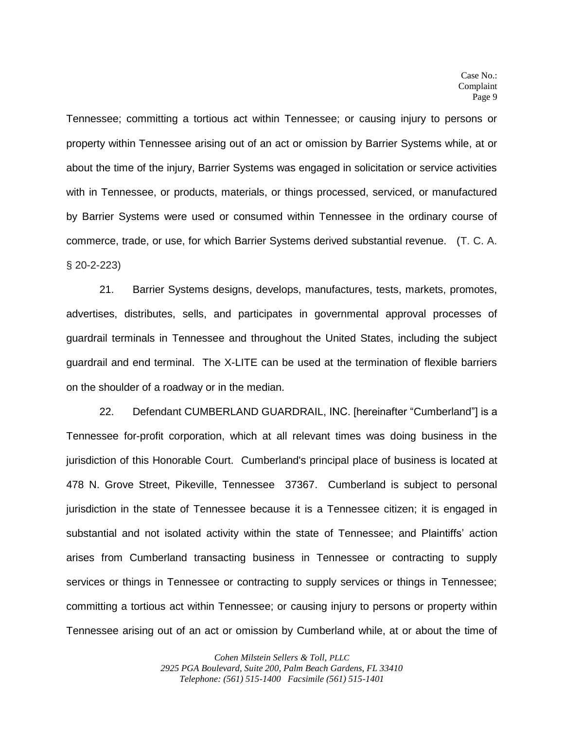Tennessee; committing a tortious act within Tennessee; or causing injury to persons or property within Tennessee arising out of an act or omission by Barrier Systems while, at or about the time of the injury, Barrier Systems was engaged in solicitation or service activities with in Tennessee, or products, materials, or things processed, serviced, or manufactured by Barrier Systems were used or consumed within Tennessee in the ordinary course of commerce, trade, or use, for which Barrier Systems derived substantial revenue. (T. C. A. § 20-2-223)

21. Barrier Systems designs, develops, manufactures, tests, markets, promotes, advertises, distributes, sells, and participates in governmental approval processes of guardrail terminals in Tennessee and throughout the United States, including the subject guardrail and end terminal. The X-LITE can be used at the termination of flexible barriers on the shoulder of a roadway or in the median.

22. Defendant CUMBERLAND GUARDRAIL, INC. [hereinafter "Cumberland"] is a Tennessee for-profit corporation, which at all relevant times was doing business in the jurisdiction of this Honorable Court. Cumberland's principal place of business is located at 478 N. Grove Street, Pikeville, Tennessee 37367. Cumberland is subject to personal jurisdiction in the state of Tennessee because it is a Tennessee citizen; it is engaged in substantial and not isolated activity within the state of Tennessee; and Plaintiffs' action arises from Cumberland transacting business in Tennessee or contracting to supply services or things in Tennessee or contracting to supply services or things in Tennessee; committing a tortious act within Tennessee; or causing injury to persons or property within Tennessee arising out of an act or omission by Cumberland while, at or about the time of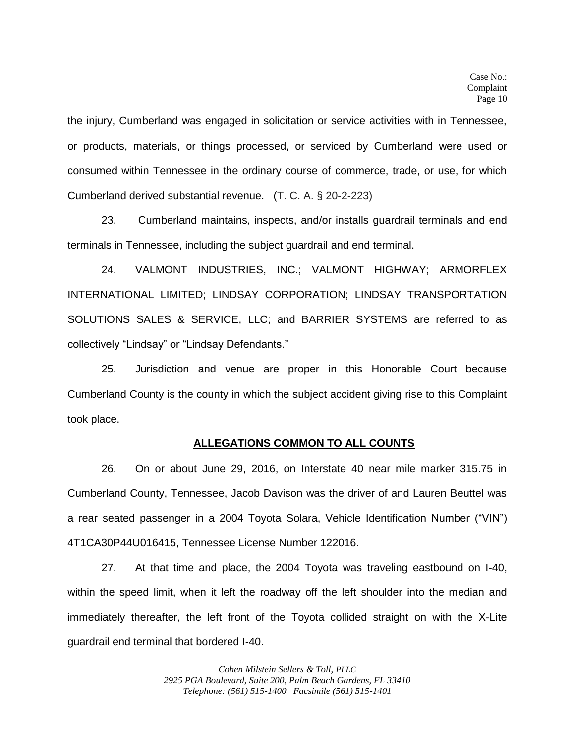the injury, Cumberland was engaged in solicitation or service activities with in Tennessee, or products, materials, or things processed, or serviced by Cumberland were used or consumed within Tennessee in the ordinary course of commerce, trade, or use, for which Cumberland derived substantial revenue. (T. C. A. § 20-2-223)

23. Cumberland maintains, inspects, and/or installs guardrail terminals and end terminals in Tennessee, including the subject guardrail and end terminal.

24. VALMONT INDUSTRIES, INC.; VALMONT HIGHWAY; ARMORFLEX INTERNATIONAL LIMITED; LINDSAY CORPORATION; LINDSAY TRANSPORTATION SOLUTIONS SALES & SERVICE, LLC; and BARRIER SYSTEMS are referred to as collectively "Lindsay" or "Lindsay Defendants."

25. Jurisdiction and venue are proper in this Honorable Court because Cumberland County is the county in which the subject accident giving rise to this Complaint took place.

## ALLEGATIONS COMMON TO ALL COUNTS

26. On or about June 29, 2016, on Interstate 40 near mile marker 315.75 in Cumberland County, Tennessee, Jacob Davison was the driver of and Lauren Beuttel was a rear seated passenger in a 2004 Toyota Solara, Vehicle Identification Number ("VIN") 4T1CA30P44U016415, Tennessee License Number 122016.

27. At that time and place, the 2004 Toyota was traveling eastbound on I-40, within the speed limit, when it left the roadway off the left shoulder into the median and immediately thereafter, the left front of the Toyota collided straight on with the X-Lite guardrail end terminal that bordered I-40.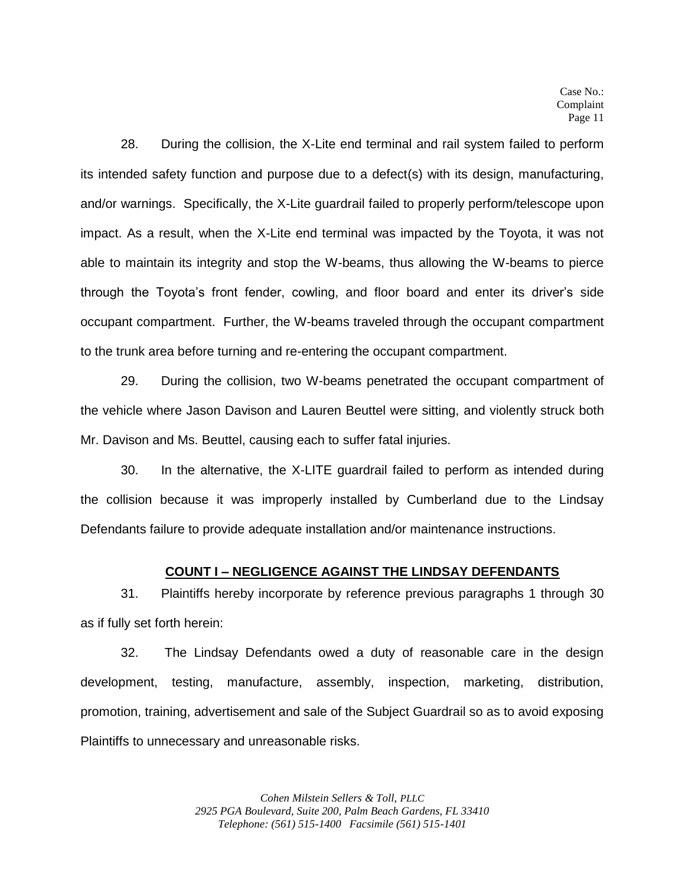28. During the collision, the X-Lite end terminal and rail system failed to perform its intended safety function and purpose due to a defect(s) with its design, manufacturing, and/or warnings. Specifically, the X-Lite guardrail failed to properly perform/telescope upon impact. As a result, when the X-Lite end terminal was impacted by the Toyota, it was not able to maintain its integrity and stop the W-beams, thus allowing the W-beams to pierce through the Toyota's front fender, cowling, and floor board and enter its driver's side occupant compartment. Further, the W-beams traveled through the occupant compartment to the trunk area before turning and re-entering the occupant compartment.

29. During the collision, two W-beams penetrated the occupant compartment of the vehicle where Jason Davison and Lauren Beuttel were sitting, and violently struck both Mr. Davison and Ms. Beuttel, causing each to suffer fatal injuries.

30. In the alternative, the X-LITE guardrail failed to perform as intended during the collision because it was improperly installed by Cumberland due to the Lindsay Defendants failure to provide adequate installation and/or maintenance instructions.

## COUNT I – NEGLIGENCE AGAINST THE LINDSAY DEFENDANTS

31. Plaintiffs hereby incorporate by reference previous paragraphs 1 through 30 as if fully set forth herein:

32. The Lindsay Defendants owed a duty of reasonable care in the design development, testing, manufacture, assembly, inspection, marketing, distribution, promotion, training, advertisement and sale of the Subject Guardrail so as to avoid exposing Plaintiffs to unnecessary and unreasonable risks.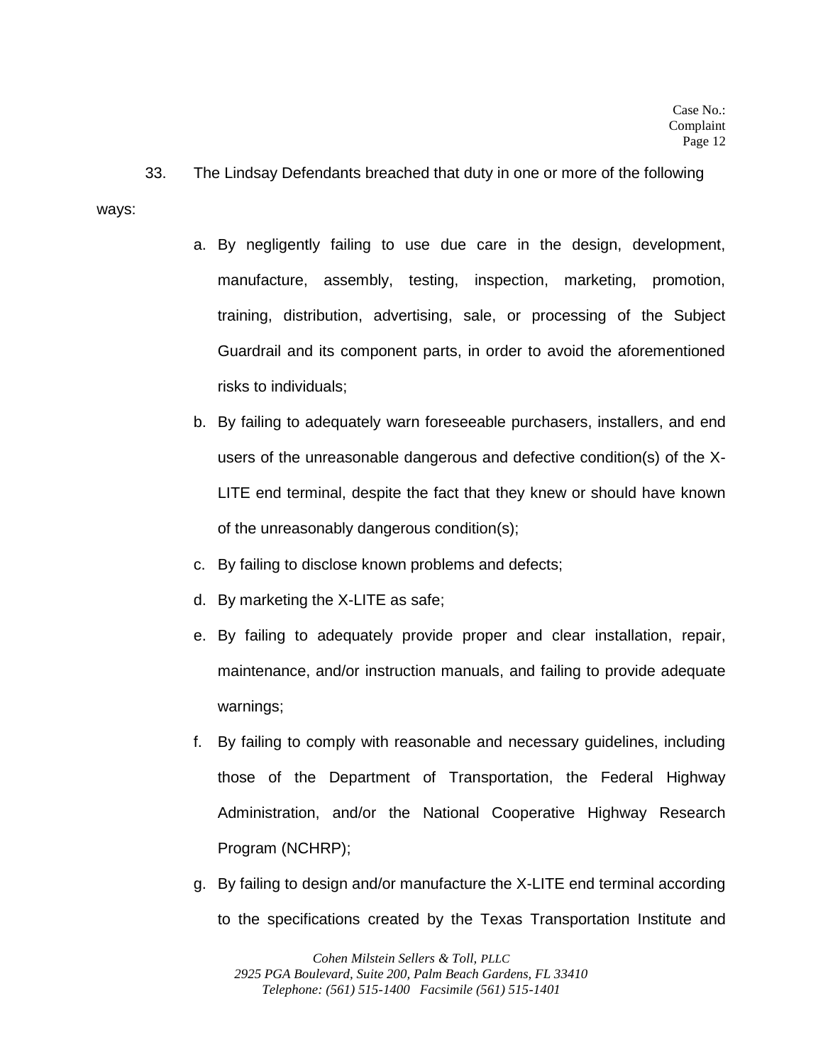33. The Lindsay Defendants breached that duty in one or more of the following ways:

a. By negligently failing to use due care in the design, development, manufacture, assembly, testing, inspection, marketing, promotion, training, distribution, advertising, sale, or processing of the Subject Guardrail and its component parts, in order to avoid the aforementioned risks to individuals;

b. By failing to adequately warn foreseeable purchasers, installers, and end users of the unreasonable dangerous and defective condition(s) of the X-LITE end terminal, despite the fact that they knew or should have known of the unreasonably dangerous condition(s);

c. By failing to disclose known problems and defects;

d. By marketing the X-LITE as safe;

e. By failing to adequately provide proper and clear installation, repair, maintenance, and/or instruction manuals, and failing to provide adequate warnings;

f. By failing to comply with reasonable and necessary guidelines, including those of the Department of Transportation, the Federal Highway Administration, and/or the National Cooperative Highway Research Program (NCHRP);

g. By failing to design and/or manufacture the X-LITE end terminal according to the specifications created by the Texas Transportation Institute and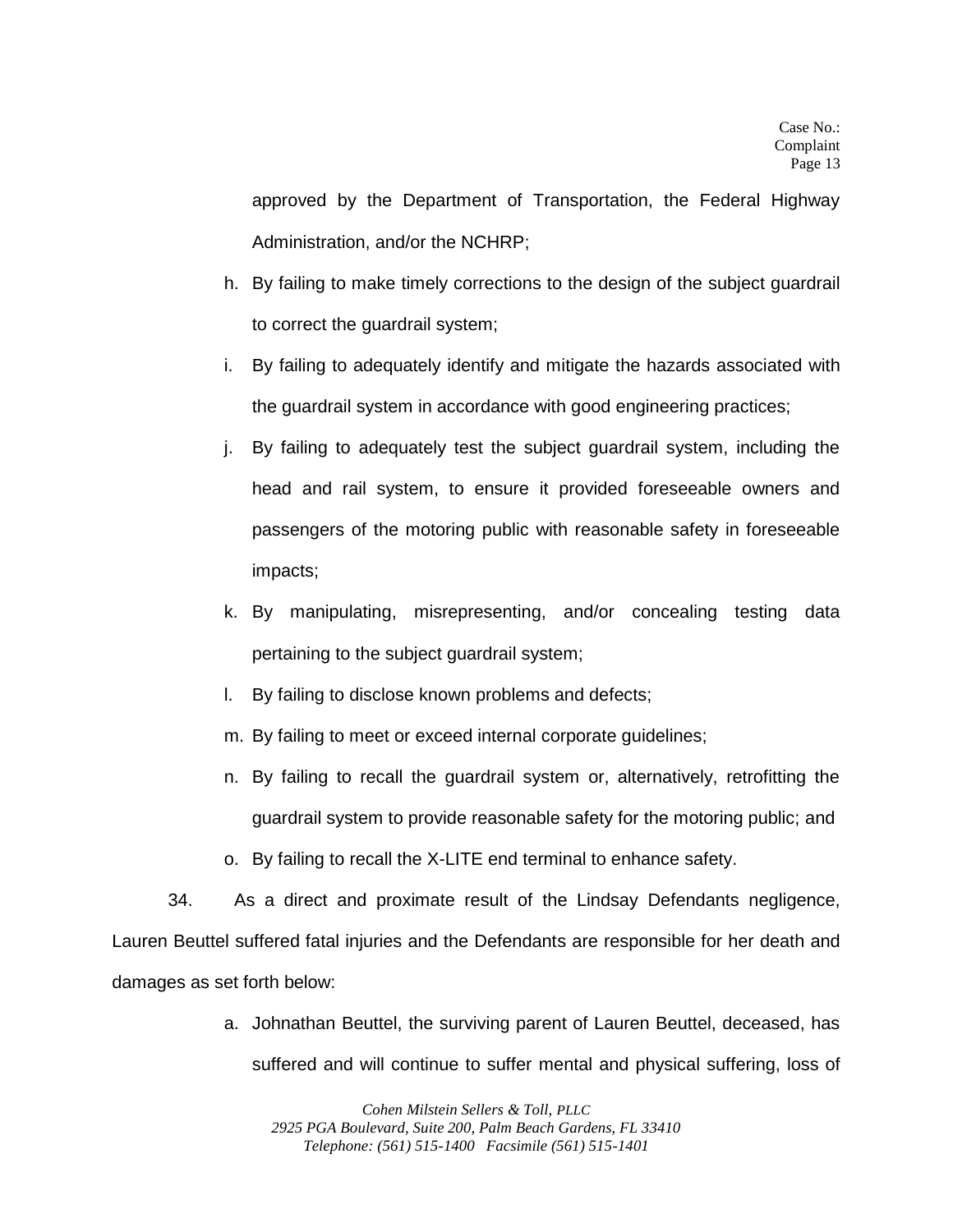approved by the Department of Transportation, the Federal Highway Administration, and/or the NCHRP;

h. By failing to make timely corrections to the design of the subject guardrail to correct the guardrail system;

i. By failing to adequately identify and mitigate the hazards associated with the guardrail system in accordance with good engineering practices;

j. By failing to adequately test the subject guardrail system, including the head and rail system, to ensure it provided foreseeable owners and passengers of the motoring public with reasonable safety in foreseeable impacts;

k. By manipulating, misrepresenting, and/or concealing testing data pertaining to the subject guardrail system;

l. By failing to disclose known problems and defects;

m. By failing to meet or exceed internal corporate guidelines;

n. By failing to recall the guardrail system or, alternatively, retrofitting the guardrail system to provide reasonable safety for the motoring public; and

o. By failing to recall the X-LITE end terminal to enhance safety.

34. As a direct and proximate result of the Lindsay Defendants negligence, Lauren Beuttel suffered fatal injuries and the Defendants are responsible for her death and damages as set forth below:

a. Johnathan Beuttel, the surviving parent of Lauren Beuttel, deceased, has suffered and will continue to suffer mental and physical suffering, loss of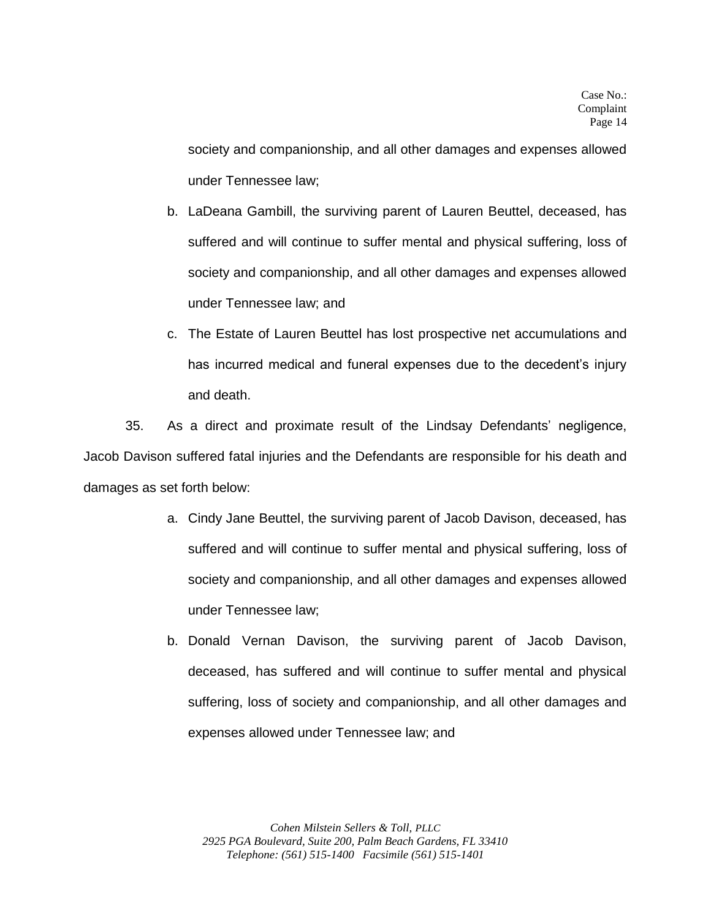society and companionship, and all other damages and expenses allowed under Tennessee law;

b. LaDeana Gambill, the surviving parent of Lauren Beuttel, deceased, has suffered and will continue to suffer mental and physical suffering, loss of society and companionship, and all other damages and expenses allowed under Tennessee law; and

c. The Estate of Lauren Beuttel has lost prospective net accumulations and has incurred medical and funeral expenses due to the decedent's injury and death.

35. As a direct and proximate result of the Lindsay Defendants' negligence, Jacob Davison suffered fatal injuries and the Defendants are responsible for his death and damages as set forth below:

a. Cindy Jane Beuttel, the surviving parent of Jacob Davison, deceased, has suffered and will continue to suffer mental and physical suffering, loss of society and companionship, and all other damages and expenses allowed under Tennessee law;

b. Donald Vernan Davison, the surviving parent of Jacob Davison, deceased, has suffered and will continue to suffer mental and physical suffering, loss of society and companionship, and all other damages and expenses allowed under Tennessee law; and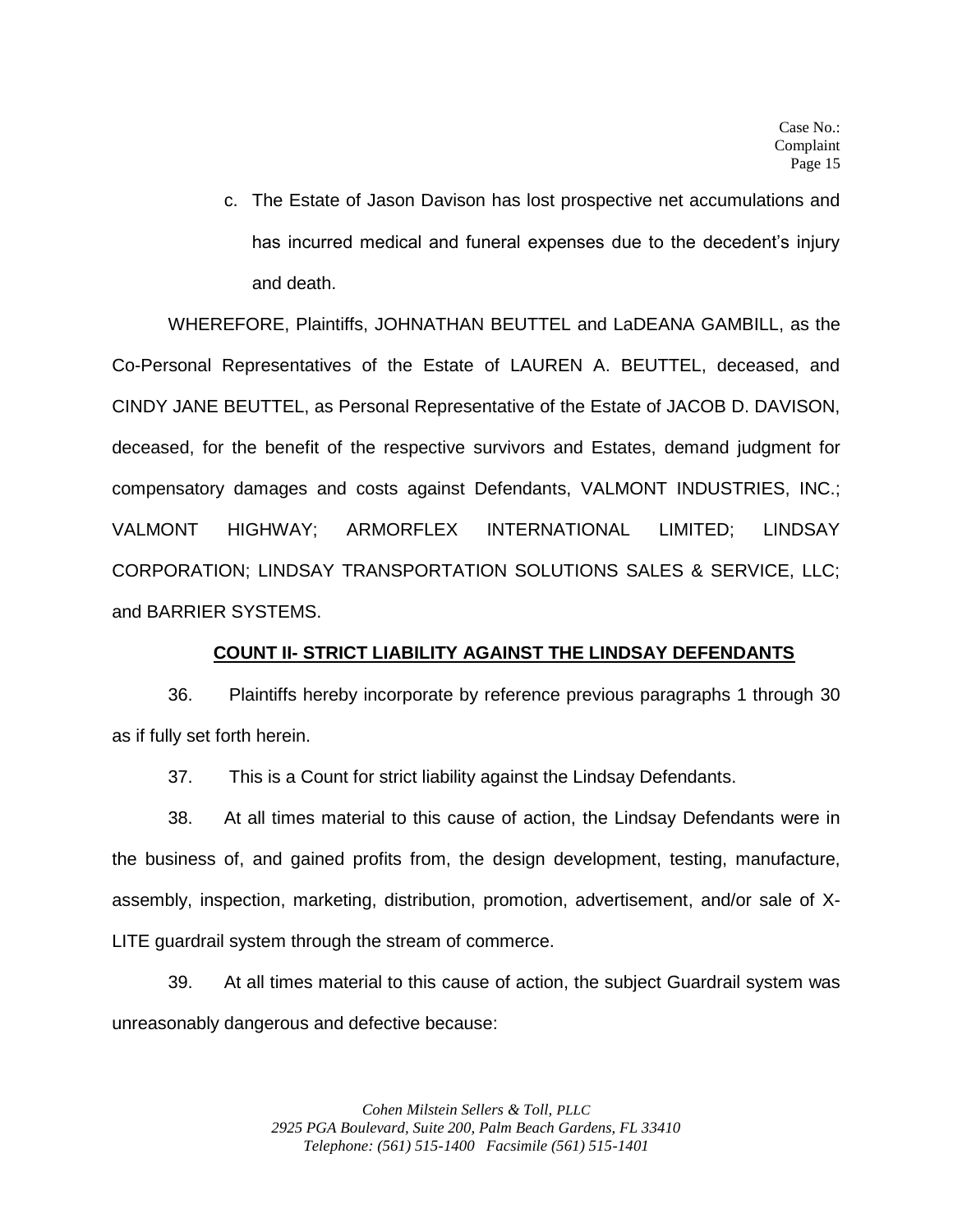c. The Estate of Jason Davison has lost prospective net accumulations and has incurred medical and funeral expenses due to the decedent's injury and death.

WHEREFORE, Plaintiffs, JOHNATHAN BEUTTEL and LaDEANA GAMBILL, as the Co-Personal Representatives of the Estate of LAUREN A. BEUTTEL, deceased, and CINDY JANE BEUTTEL, as Personal Representative of the Estate of JACOB D. DAVISON, deceased, for the benefit of the respective survivors and Estates, demand judgment for compensatory damages and costs against Defendants, VALMONT INDUSTRIES, INC.; VALMONT HIGHWAY; ARMORFLEX INTERNATIONAL LIMITED; LINDSAY CORPORATION; LINDSAY TRANSPORTATION SOLUTIONS SALES & SERVICE, LLC; and BARRIER SYSTEMS.

**COUNT II- STRICT LIABILITY AGAINST THE LINDSAY DEFENDANTS**

36. Plaintiffs hereby incorporate by reference previous paragraphs 1 through 30 as if fully set forth herein.

37. This is a Count for strict liability against the Lindsay Defendants.

38. At all times material to this cause of action, the Lindsay Defendants were in the business of, and gained profits from, the design development, testing, manufacture, assembly, inspection, marketing, distribution, promotion, advertisement, and/or sale of X-LITE guardrail system through the stream of commerce.

39. At all times material to this cause of action, the subject Guardrail system was unreasonably dangerous and defective because: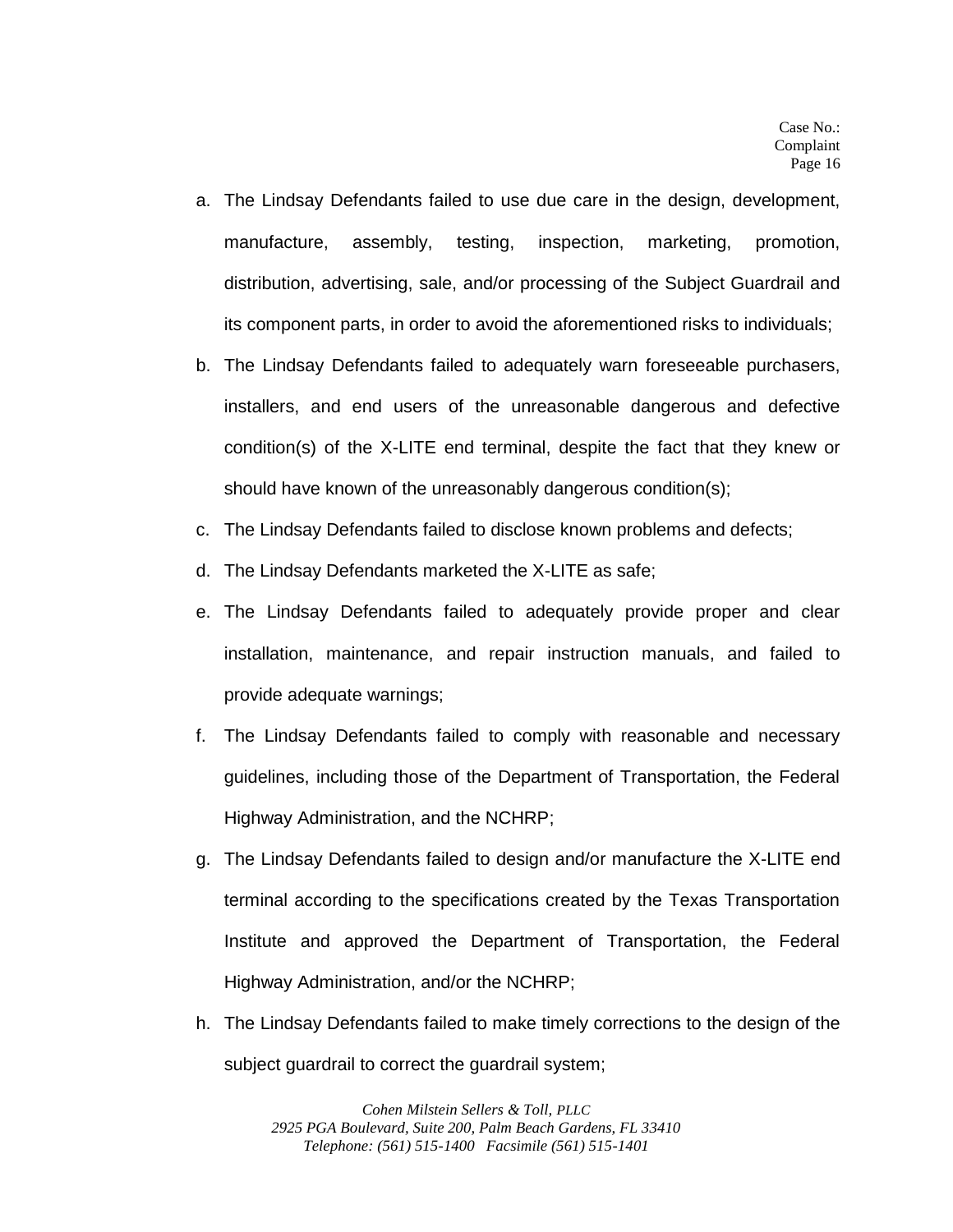a. The Lindsay Defendants failed to use due care in the design, development, manufacture, assembly, testing, inspection, marketing, promotion, distribution, advertising, sale, and/or processing of the Subject Guardrail and its component parts, in order to avoid the aforementioned risks to individuals;

b. The Lindsay Defendants failed to adequately warn foreseeable purchasers, installers, and end users of the unreasonable dangerous and defective condition(s) of the X-LITE end terminal, despite the fact that they knew or should have known of the unreasonably dangerous condition(s);

c. The Lindsay Defendants failed to disclose known problems and defects;

d. The Lindsay Defendants marketed the X-LITE as safe;

e. The Lindsay Defendants failed to adequately provide proper and clear installation, maintenance, and repair instruction manuals, and failed to provide adequate warnings;

f. The Lindsay Defendants failed to comply with reasonable and necessary guidelines, including those of the Department of Transportation, the Federal Highway Administration, and the NCHRP;

g. The Lindsay Defendants failed to design and/or manufacture the X-LITE end terminal according to the specifications created by the Texas Transportation Institute and approved the Department of Transportation, the Federal Highway Administration, and/or the NCHRP;

h. The Lindsay Defendants failed to make timely corrections to the design of the subject guardrail to correct the guardrail system;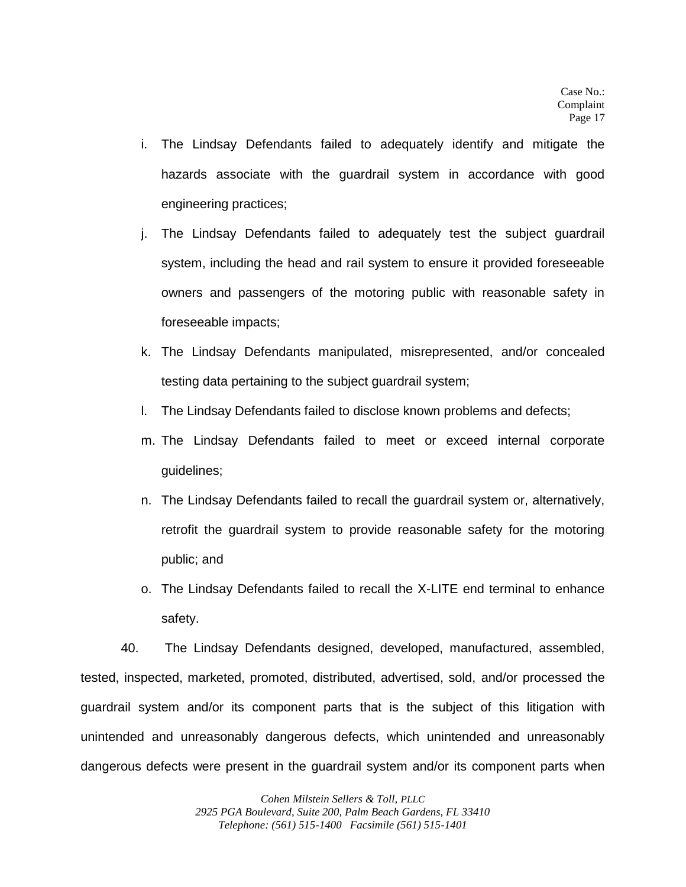i. The Lindsay Defendants failed to adequately identify and mitigate the hazards associate with the guardrail system in accordance with good engineering practices;

j. The Lindsay Defendants failed to adequately test the subject guardrail system, including the head and rail system to ensure it provided foreseeable owners and passengers of the motoring public with reasonable safety in foreseeable impacts;

k. The Lindsay Defendants manipulated, misrepresented, and/or concealed testing data pertaining to the subject guardrail system;

l. The Lindsay Defendants failed to disclose known problems and defects;

m. The Lindsay Defendants failed to meet or exceed internal corporate guidelines;

n. The Lindsay Defendants failed to recall the guardrail system or, alternatively, retrofit the guardrail system to provide reasonable safety for the motoring public; and

o. The Lindsay Defendants failed to recall the X-LITE end terminal to enhance safety.

40. The Lindsay Defendants designed, developed, manufactured, assembled, tested, inspected, marketed, promoted, distributed, advertised, sold, and/or processed the guardrail system and/or its component parts that is the subject of this litigation with unintended and unreasonably dangerous defects, which unintended and unreasonably dangerous defects were present in the guardrail system and/or its component parts when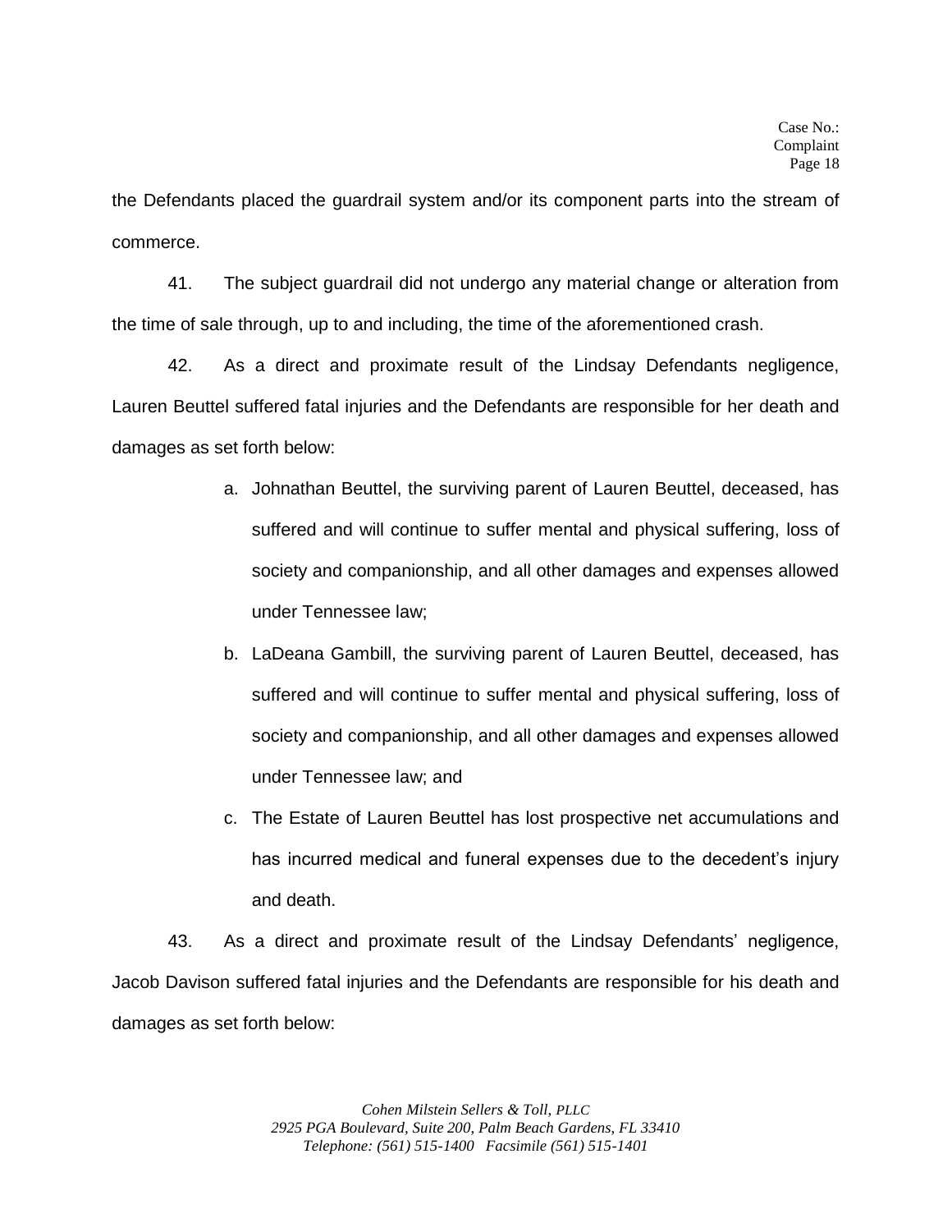the Defendants placed the guardrail system and/or its component parts into the stream of commerce.

41. The subject guardrail did not undergo any material change or alteration from the time of sale through, up to and including, the time of the aforementioned crash.

42. As a direct and proximate result of the Lindsay Defendants negligence, Lauren Beuttel suffered fatal injuries and the Defendants are responsible for her death and damages as set forth below:

a. Johnathan Beuttel, the surviving parent of Lauren Beuttel, deceased, has suffered and will continue to suffer mental and physical suffering, loss of society and companionship, and all other damages and expenses allowed under Tennessee law;

b. LaDeana Gambill, the surviving parent of Lauren Beuttel, deceased, has suffered and will continue to suffer mental and physical suffering, loss of society and companionship, and all other damages and expenses allowed under Tennessee law; and

c. The Estate of Lauren Beuttel has lost prospective net accumulations and has incurred medical and funeral expenses due to the decedent's injury and death.

43. As a direct and proximate result of the Lindsay Defendants' negligence, Jacob Davison suffered fatal injuries and the Defendants are responsible for his death and damages as set forth below: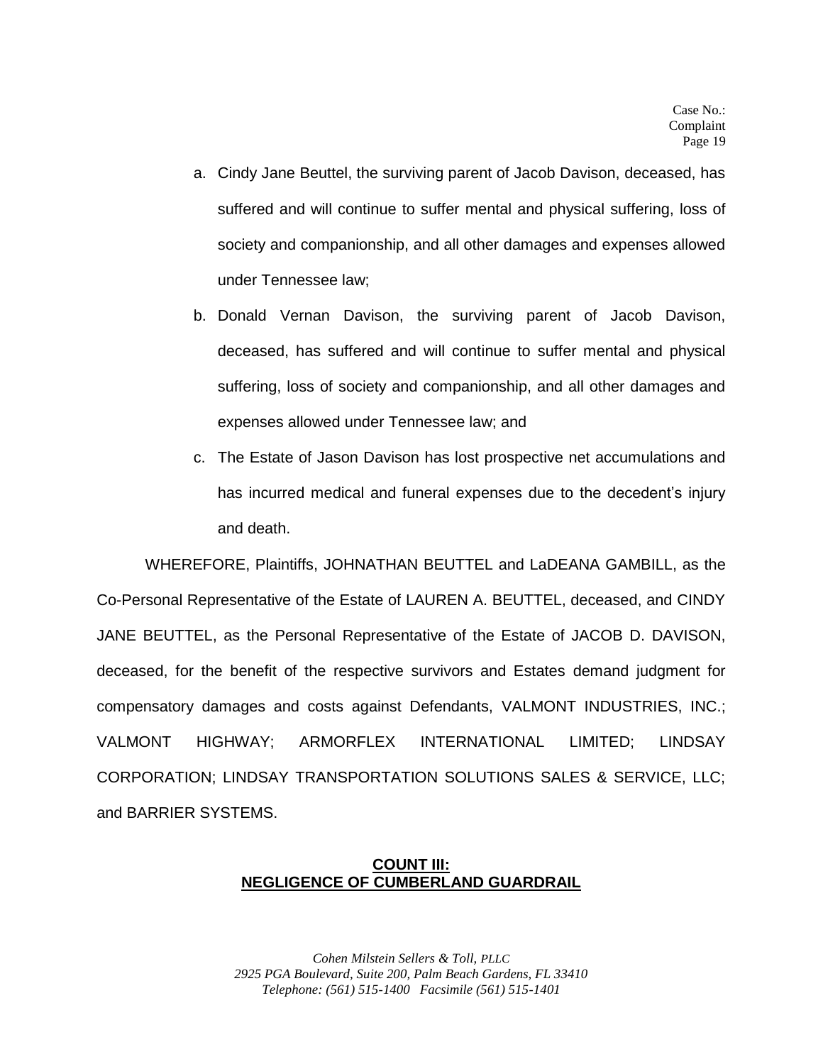a. Cindy Jane Beuttel, the surviving parent of Jacob Davison, deceased, has suffered and will continue to suffer mental and physical suffering, loss of society and companionship, and all other damages and expenses allowed under Tennessee law;

b. Donald Vernan Davison, the surviving parent of Jacob Davison, deceased, has suffered and will continue to suffer mental and physical suffering, loss of society and companionship, and all other damages and expenses allowed under Tennessee law; and

c. The Estate of Jason Davison has lost prospective net accumulations and has incurred medical and funeral expenses due to the decedent's injury and death.

WHEREFORE, Plaintiffs, JOHNATHAN BEUTTEL and LaDEANA GAMBILL, as the Co-Personal Representative of the Estate of LAUREN A. BEUTTEL, deceased, and CINDY JANE BEUTTEL, as the Personal Representative of the Estate of JACOB D. DAVISON, deceased, for the benefit of the respective survivors and Estates demand judgment for compensatory damages and costs against Defendants, VALMONT INDUSTRIES, INC.; VALMONT HIGHWAY; ARMORFLEX INTERNATIONAL LIMITED; LINDSAY CORPORATION; LINDSAY TRANSPORTATION SOLUTIONS SALES & SERVICE, LLC; and BARRIER SYSTEMS.

## COUNT III: NEGLIGENCE OF CUMBERLAND GUARDRAIL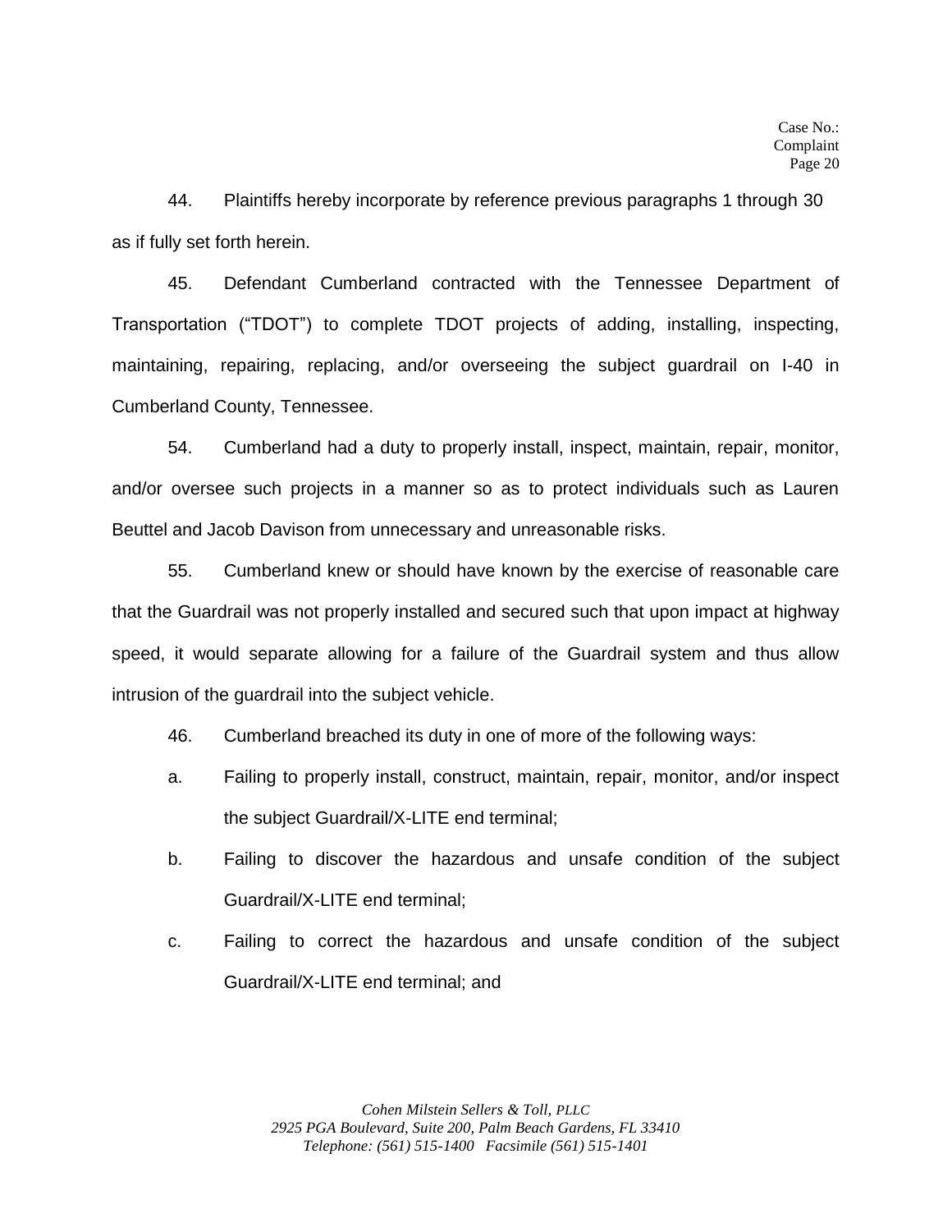44. Plaintiffs hereby incorporate by reference previous paragraphs 1 through 30 as if fully set forth herein.

45. Defendant Cumberland contracted with the Tennessee Department of Transportation ("TDOT") to complete TDOT projects of adding, installing, inspecting, maintaining, repairing, replacing, and/or overseeing the subject guardrail on I-40 in Cumberland County, Tennessee.

54. Cumberland had a duty to properly install, inspect, maintain, repair, monitor, and/or oversee such projects in a manner so as to protect individuals such as Lauren Beuttel and Jacob Davison from unnecessary and unreasonable risks.

55. Cumberland knew or should have known by the exercise of reasonable care that the Guardrail was not properly installed and secured such that upon impact at highway speed, it would separate allowing for a failure of the Guardrail system and thus allow intrusion of the guardrail into the subject vehicle.

46. Cumberland breached its duty in one of more of the following ways:

a. Failing to properly install, construct, maintain, repair, monitor, and/or inspect the subject Guardrail/X-LITE end terminal;

b. Failing to discover the hazardous and unsafe condition of the subject Guardrail/X-LITE end terminal;

c. Failing to correct the hazardous and unsafe condition of the subject Guardrail/X-LITE end terminal; and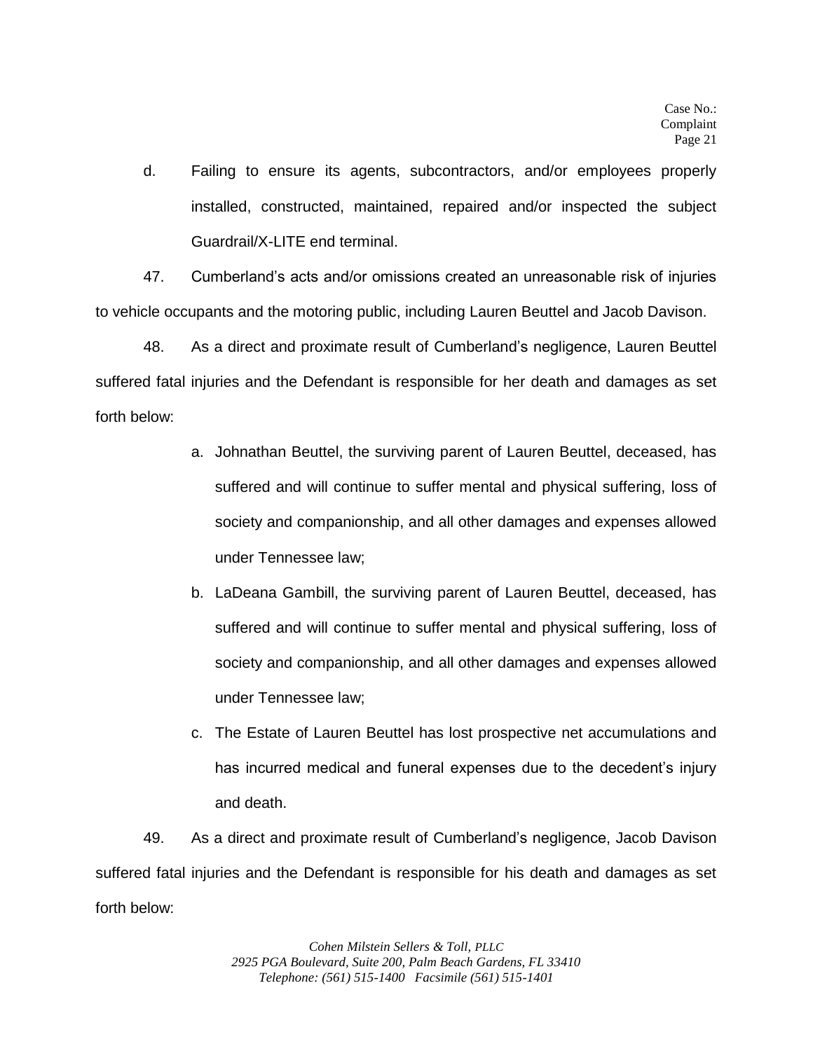d. Failing to ensure its agents, subcontractors, and/or employees properly installed, constructed, maintained, repaired and/or inspected the subject Guardrail/X-LITE end terminal.

47. Cumberland's acts and/or omissions created an unreasonable risk of injuries to vehicle occupants and the motoring public, including Lauren Beuttel and Jacob Davison.

48. As a direct and proximate result of Cumberland's negligence, Lauren Beuttel suffered fatal injuries and the Defendant is responsible for her death and damages as set forth below:

a. Johnathan Beuttel, the surviving parent of Lauren Beuttel, deceased, has suffered and will continue to suffer mental and physical suffering, loss of society and companionship, and all other damages and expenses allowed under Tennessee law;

b. LaDeana Gambill, the surviving parent of Lauren Beuttel, deceased, has suffered and will continue to suffer mental and physical suffering, loss of society and companionship, and all other damages and expenses allowed under Tennessee law;

c. The Estate of Lauren Beuttel has lost prospective net accumulations and has incurred medical and funeral expenses due to the decedent's injury and death.

49. As a direct and proximate result of Cumberland's negligence, Jacob Davison suffered fatal injuries and the Defendant is responsible for his death and damages as set forth below: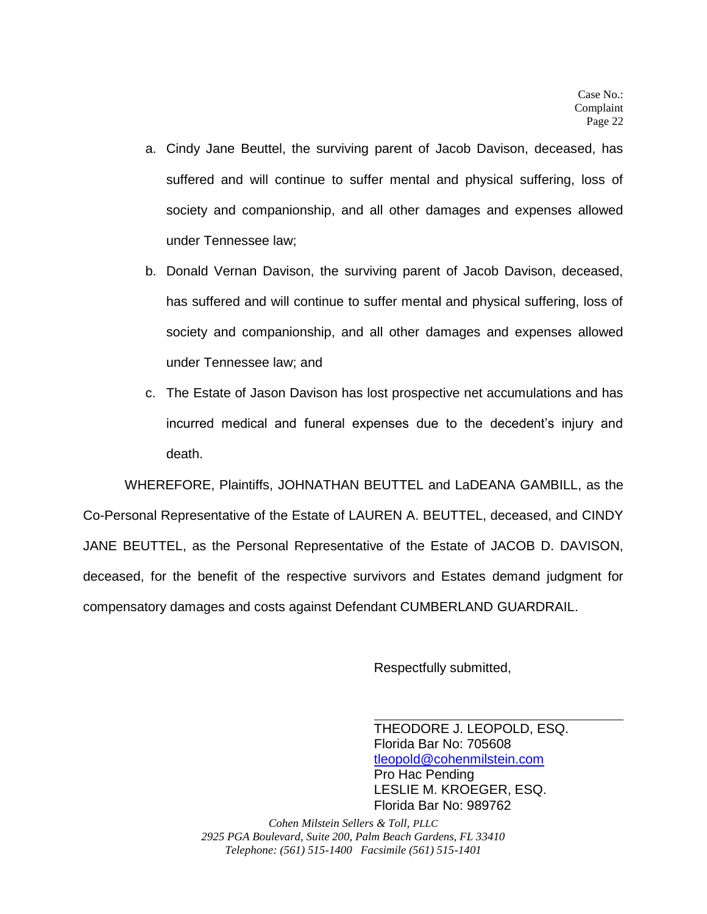a. Cindy Jane Beuttel, the surviving parent of Jacob Davison, deceased, has suffered and will continue to suffer mental and physical suffering, loss of society and companionship, and all other damages and expenses allowed under Tennessee law;

b. Donald Vernan Davison, the surviving parent of Jacob Davison, deceased, has suffered and will continue to suffer mental and physical suffering, loss of society and companionship, and all other damages and expenses allowed under Tennessee law; and

c. The Estate of Jason Davison has lost prospective net accumulations and has incurred medical and funeral expenses due to the decedent's injury and death.

WHEREFORE, Plaintiffs, JOHNATHAN BEUTTEL and LaDEANA GAMBILL, as the Co-Personal Representative of the Estate of LAUREN A. BEUTTEL, deceased, and CINDY JANE BEUTTEL, as the Personal Representative of the Estate of JACOB D. DAVISON, deceased, for the benefit of the respective survivors and Estates demand judgment for compensatory damages and costs against Defendant CUMBERLAND GUARDRAIL.

Respectfully submitted,

THEODORE J. LEOPOLD, ESQ.
Florida Bar No: 705608
tleopold@cohenmilstein.com
Pro Hac Pending
LESLIE M. KROEGER, ESQ.
Florida Bar No: 989762

*Cohen Milstein Sellers & Toll, PLLC*
*2925 PGA Boulevard, Suite 200, Palm Beach Gardens, FL 33410*
*Telephone: (561) 515-1400 Facsimile (561) 515-1401*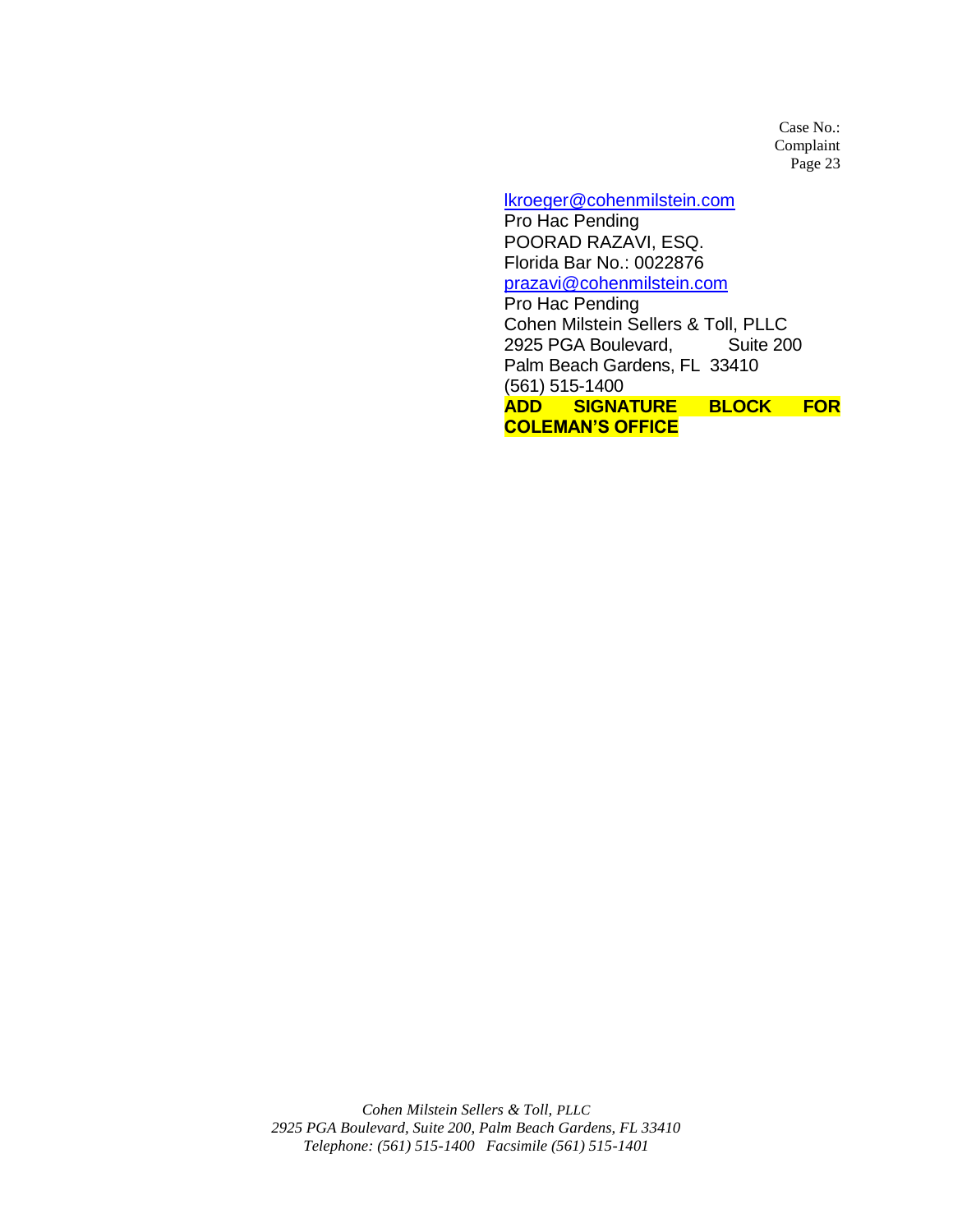lkroeger@cohenmilstein.com
Pro Hac Pending
POORAD RAZAVI, ESQ.
Florida Bar No.: 0022876
prazavi@cohenmilstein.com
Pro Hac Pending
Cohen Milstein Sellers & Toll, PLLC
2925 PGA Boulevard, Suite 200
Palm Beach Gardens, FL 33410
(561) 515-1400
**ADD SIGNATURE BLOCK FOR COLEMAN'S OFFICE**